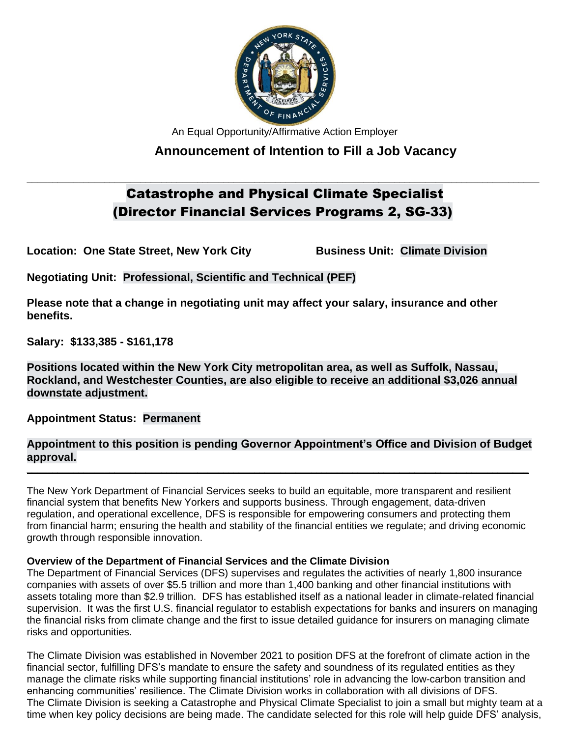An Equal Opportunity/Affirmative Action Employer

## Announcement of Intention to Fill a Job Vacancy

---

# Catastrophe and Physical Climate Specialist (Director Financial Services Programs 2, SG-33)

**Location: One State Street, New York City** **Business Unit: Climate Division**

**Negotiating Unit: Professional, Scientific and Technical (PEF)**

**Please note that a change in negotiating unit may affect your salary, insurance and other benefits.**

**Salary: $133,385 - $161,178**

**Positions located within the New York City metropolitan area, as well as Suffolk, Nassau, Rockland, and Westchester Counties, are also eligible to receive an additional $3,026 annual downstate adjustment.**

**Appointment Status: Permanent**

**Appointment to this position is pending Governor Appointment's Office and Division of Budget approval.**

---

The New York Department of Financial Services seeks to build an equitable, more transparent and resilient financial system that benefits New Yorkers and supports business. Through engagement, data-driven regulation, and operational excellence, DFS is responsible for empowering consumers and protecting them from financial harm; ensuring the health and stability of the financial entities we regulate; and driving economic growth through responsible innovation.

**Overview of the Department of Financial Services and the Climate Division**

The Department of Financial Services (DFS) supervises and regulates the activities of nearly 1,800 insurance companies with assets of over $5.5 trillion and more than 1,400 banking and other financial institutions with assets totaling more than $2.9 trillion. DFS has established itself as a national leader in climate-related financial supervision. It was the first U.S. financial regulator to establish expectations for banks and insurers on managing the financial risks from climate change and the first to issue detailed guidance for insurers on managing climate risks and opportunities.

The Climate Division was established in November 2021 to position DFS at the forefront of climate action in the financial sector, fulfilling DFS's mandate to ensure the safety and soundness of its regulated entities as they manage the climate risks while supporting financial institutions' role in advancing the low-carbon transition and enhancing communities' resilience. The Climate Division works in collaboration with all divisions of DFS.

The Climate Division is seeking a Catastrophe and Physical Climate Specialist to join a small but mighty team at a time when key policy decisions are being made. The candidate selected for this role will help guide DFS' analysis,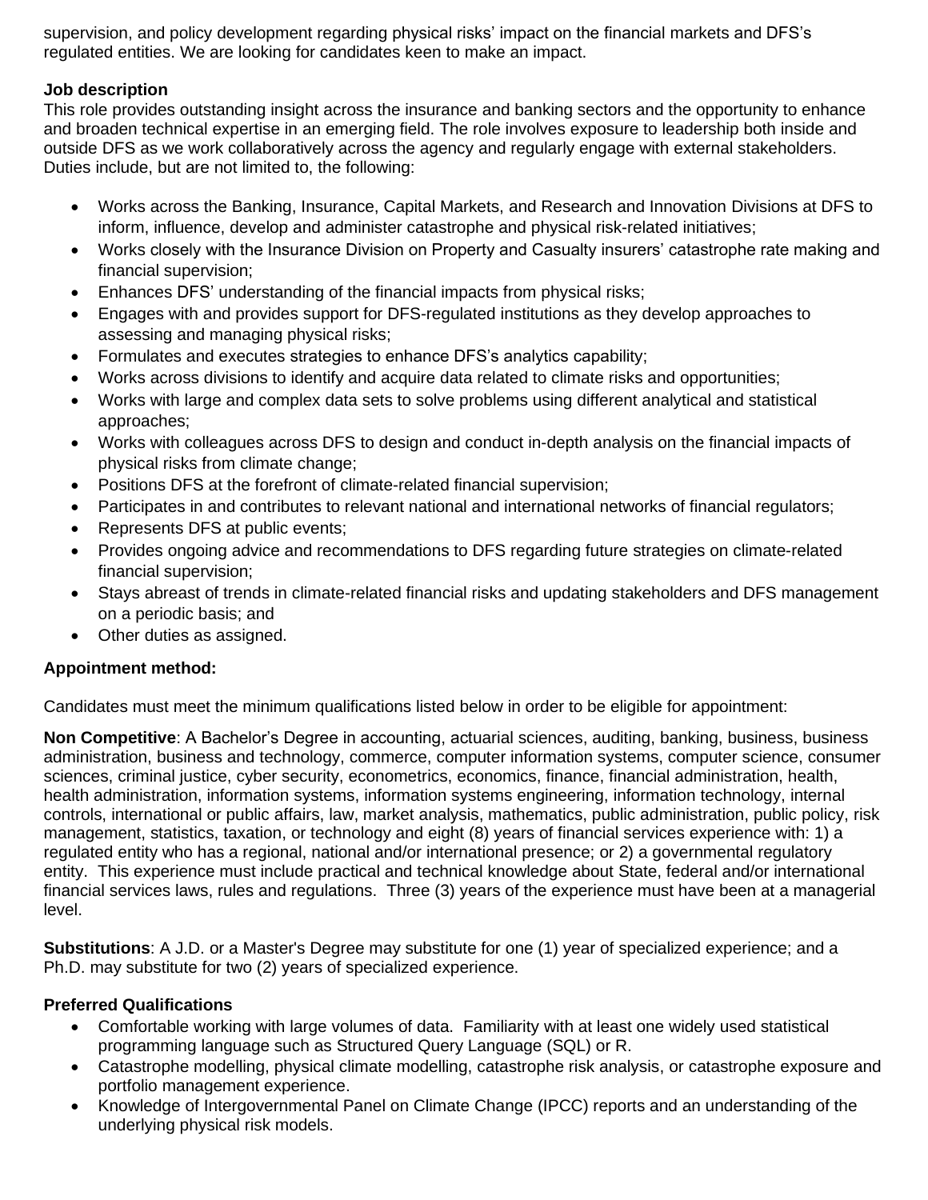supervision, and policy development regarding physical risks' impact on the financial markets and DFS's regulated entities. We are looking for candidates keen to make an impact.

**Job description**

This role provides outstanding insight across the insurance and banking sectors and the opportunity to enhance and broaden technical expertise in an emerging field. The role involves exposure to leadership both inside and outside DFS as we work collaboratively across the agency and regularly engage with external stakeholders. Duties include, but are not limited to, the following:

- Works across the Banking, Insurance, Capital Markets, and Research and Innovation Divisions at DFS to inform, influence, develop and administer catastrophe and physical risk-related initiatives;
- Works closely with the Insurance Division on Property and Casualty insurers' catastrophe rate making and financial supervision;
- Enhances DFS' understanding of the financial impacts from physical risks;
- Engages with and provides support for DFS-regulated institutions as they develop approaches to assessing and managing physical risks;
- Formulates and executes strategies to enhance DFS's analytics capability;
- Works across divisions to identify and acquire data related to climate risks and opportunities;
- Works with large and complex data sets to solve problems using different analytical and statistical approaches;
- Works with colleagues across DFS to design and conduct in-depth analysis on the financial impacts of physical risks from climate change;
- Positions DFS at the forefront of climate-related financial supervision;
- Participates in and contributes to relevant national and international networks of financial regulators;
- Represents DFS at public events;
- Provides ongoing advice and recommendations to DFS regarding future strategies on climate-related financial supervision;
- Stays abreast of trends in climate-related financial risks and updating stakeholders and DFS management on a periodic basis; and
- Other duties as assigned.

**Appointment method:**

Candidates must meet the minimum qualifications listed below in order to be eligible for appointment:

**Non Competitive**: A Bachelor's Degree in accounting, actuarial sciences, auditing, banking, business, business administration, business and technology, commerce, computer information systems, computer science, consumer sciences, criminal justice, cyber security, econometrics, economics, finance, financial administration, health, health administration, information systems, information systems engineering, information technology, internal controls, international or public affairs, law, market analysis, mathematics, public administration, public policy, risk management, statistics, taxation, or technology and eight (8) years of financial services experience with: 1) a regulated entity who has a regional, national and/or international presence; or 2) a governmental regulatory entity. This experience must include practical and technical knowledge about State, federal and/or international financial services laws, rules and regulations. Three (3) years of the experience must have been at a managerial level.

**Substitutions**: A J.D. or a Master's Degree may substitute for one (1) year of specialized experience; and a Ph.D. may substitute for two (2) years of specialized experience.

**Preferred Qualifications**

- Comfortable working with large volumes of data. Familiarity with at least one widely used statistical programming language such as Structured Query Language (SQL) or R.
- Catastrophe modelling, physical climate modelling, catastrophe risk analysis, or catastrophe exposure and portfolio management experience.
- Knowledge of Intergovernmental Panel on Climate Change (IPCC) reports and an understanding of the underlying physical risk models.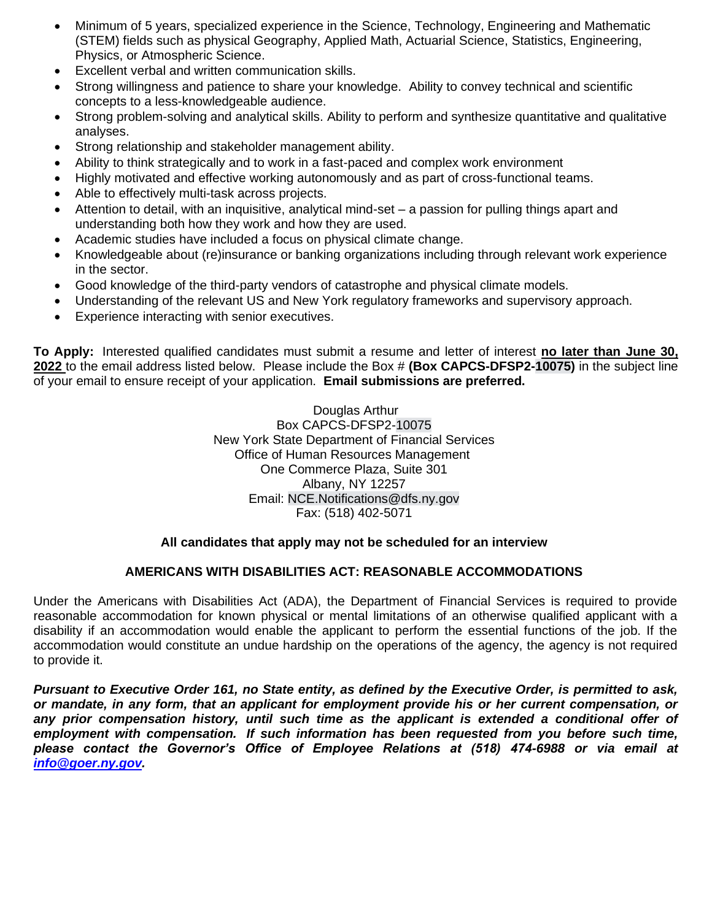- Minimum of 5 years, specialized experience in the Science, Technology, Engineering and Mathematic (STEM) fields such as physical Geography, Applied Math, Actuarial Science, Statistics, Engineering, Physics, or Atmospheric Science.
- Excellent verbal and written communication skills.
- Strong willingness and patience to share your knowledge. Ability to convey technical and scientific concepts to a less-knowledgeable audience.
- Strong problem-solving and analytical skills. Ability to perform and synthesize quantitative and qualitative analyses.
- Strong relationship and stakeholder management ability.
- Ability to think strategically and to work in a fast-paced and complex work environment
- Highly motivated and effective working autonomously and as part of cross-functional teams.
- Able to effectively multi-task across projects.
- Attention to detail, with an inquisitive, analytical mind-set – a passion for pulling things apart and understanding both how they work and how they are used.
- Academic studies have included a focus on physical climate change.
- Knowledgeable about (re)insurance or banking organizations including through relevant work experience in the sector.
- Good knowledge of the third-party vendors of catastrophe and physical climate models.
- Understanding of the relevant US and New York regulatory frameworks and supervisory approach.
- Experience interacting with senior executives.

**To Apply:** Interested qualified candidates must submit a resume and letter of interest **no later than June 30, 2022** to the email address listed below. Please include the Box # **(Box CAPCS-DFSP2-10075)** in the subject line of your email to ensure receipt of your application. **Email submissions are preferred.**

Douglas Arthur
Box CAPCS-DFSP2-10075
New York State Department of Financial Services
Office of Human Resources Management
One Commerce Plaza, Suite 301
Albany, NY 12257
Email: NCE.Notifications@dfs.ny.gov
Fax: (518) 402-5071

**All candidates that apply may not be scheduled for an interview**

**AMERICANS WITH DISABILITIES ACT: REASONABLE ACCOMMODATIONS**

Under the Americans with Disabilities Act (ADA), the Department of Financial Services is required to provide reasonable accommodation for known physical or mental limitations of an otherwise qualified applicant with a disability if an accommodation would enable the applicant to perform the essential functions of the job. If the accommodation would constitute an undue hardship on the operations of the agency, the agency is not required to provide it.

***Pursuant to Executive Order 161, no State entity, as defined by the Executive Order, is permitted to ask, or mandate, in any form, that an applicant for employment provide his or her current compensation, or any prior compensation history, until such time as the applicant is extended a conditional offer of employment with compensation. If such information has been requested from you before such time, please contact the Governor's Office of Employee Relations at (518) 474-6988 or via email at info@goer.ny.gov.***